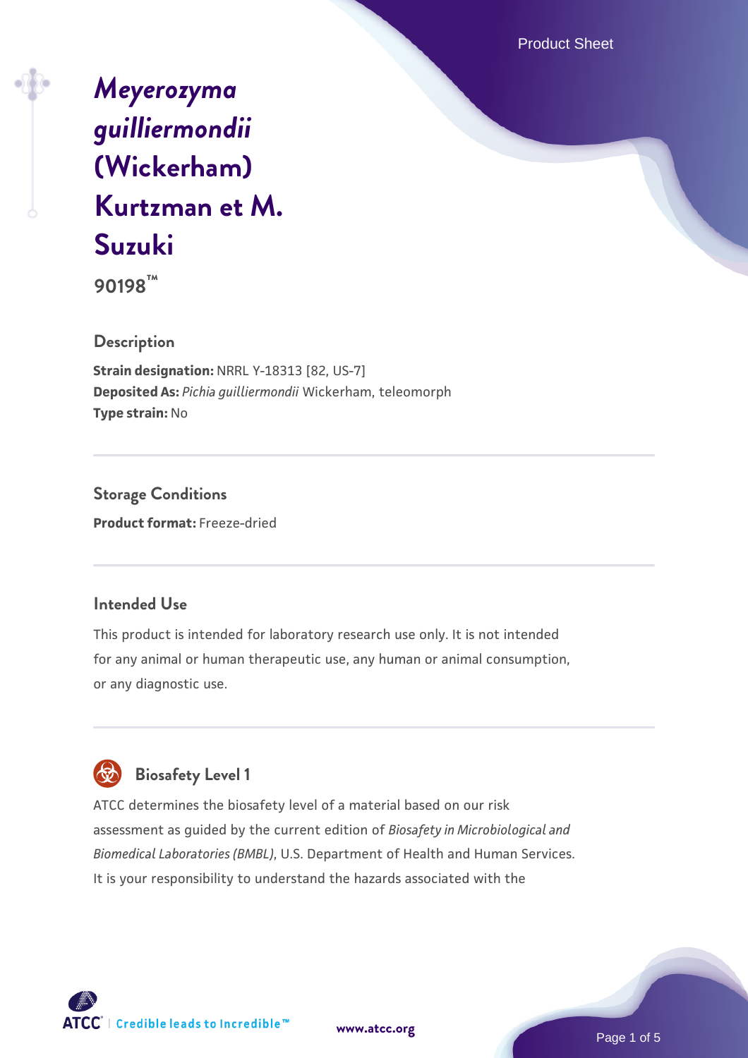# *Meyerozyma guilliermondii* (Wickerham) Kurtzman et M. Suzuki

**90198™**

## Description

**Strain designation:** NRRL Y-18313 [82, US-7]
**Deposited As:** *Pichia guilliermondii* Wickerham, teleomorph
**Type strain:** No

## Storage Conditions

**Product format:** Freeze-dried

## Intended Use

This product is intended for laboratory research use only. It is not intended for any animal or human therapeutic use, any human or animal consumption, or any diagnostic use.

## Biosafety Level 1

ATCC determines the biosafety level of a material based on our risk assessment as guided by the current edition of *Biosafety in Microbiological and Biomedical Laboratories (BMBL)*, U.S. Department of Health and Human Services. It is your responsibility to understand the hazards associated with the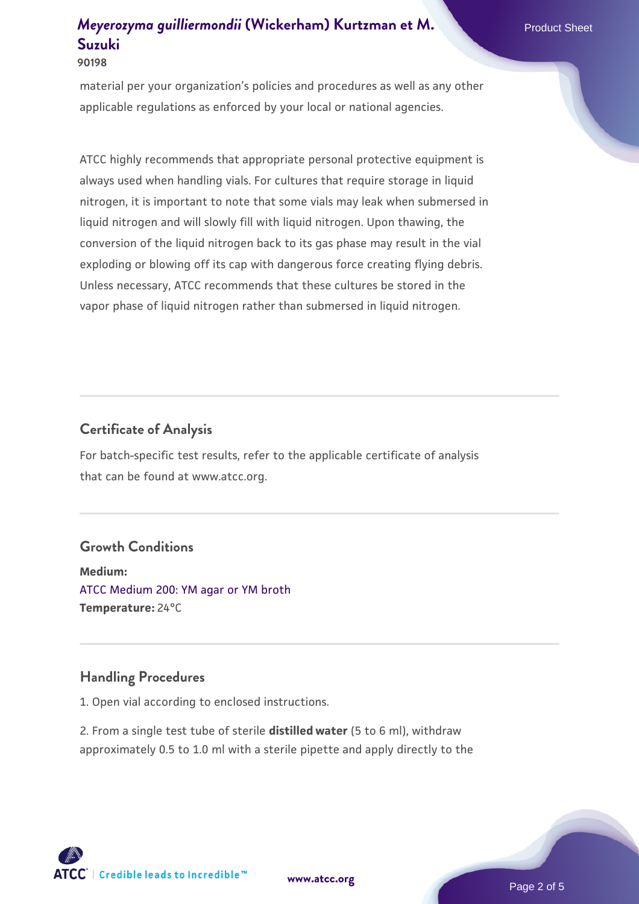material per your organization's policies and procedures as well as any other applicable regulations as enforced by your local or national agencies.

ATCC highly recommends that appropriate personal protective equipment is always used when handling vials. For cultures that require storage in liquid nitrogen, it is important to note that some vials may leak when submersed in liquid nitrogen and will slowly fill with liquid nitrogen. Upon thawing, the conversion of the liquid nitrogen back to its gas phase may result in the vial exploding or blowing off its cap with dangerous force creating flying debris. Unless necessary, ATCC recommends that these cultures be stored in the vapor phase of liquid nitrogen rather than submersed in liquid nitrogen.

## Certificate of Analysis

For batch-specific test results, refer to the applicable certificate of analysis that can be found at www.atcc.org.

## Growth Conditions

**Medium:**
ATCC Medium 200: YM agar or YM broth
**Temperature:** 24°C

## Handling Procedures

1. Open vial according to enclosed instructions.

2. From a single test tube of sterile **distilled water** (5 to 6 ml), withdraw approximately 0.5 to 1.0 ml with a sterile pipette and apply directly to the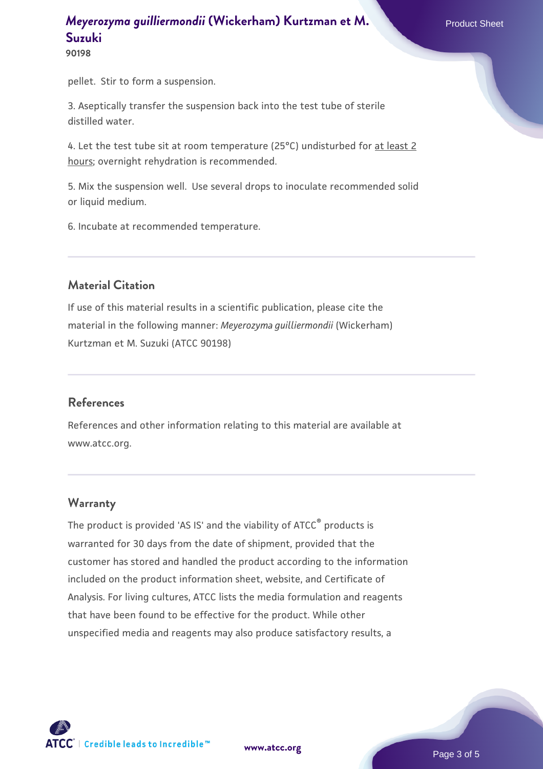pellet. Stir to form a suspension.

3. Aseptically transfer the suspension back into the test tube of sterile distilled water.

4. Let the test tube sit at room temperature (25°C) undisturbed for at least 2 hours; overnight rehydration is recommended.

5. Mix the suspension well. Use several drops to inoculate recommended solid or liquid medium.

6. Incubate at recommended temperature.

### Material Citation

If use of this material results in a scientific publication, please cite the material in the following manner: *Meyerozyma guilliermondii* (Wickerham) Kurtzman et M. Suzuki (ATCC 90198)

### References

References and other information relating to this material are available at www.atcc.org.

### Warranty

The product is provided 'AS IS' and the viability of ATCC® products is warranted for 30 days from the date of shipment, provided that the customer has stored and handled the product according to the information included on the product information sheet, website, and Certificate of Analysis. For living cultures, ATCC lists the media formulation and reagents that have been found to be effective for the product. While other unspecified media and reagents may also produce satisfactory results, a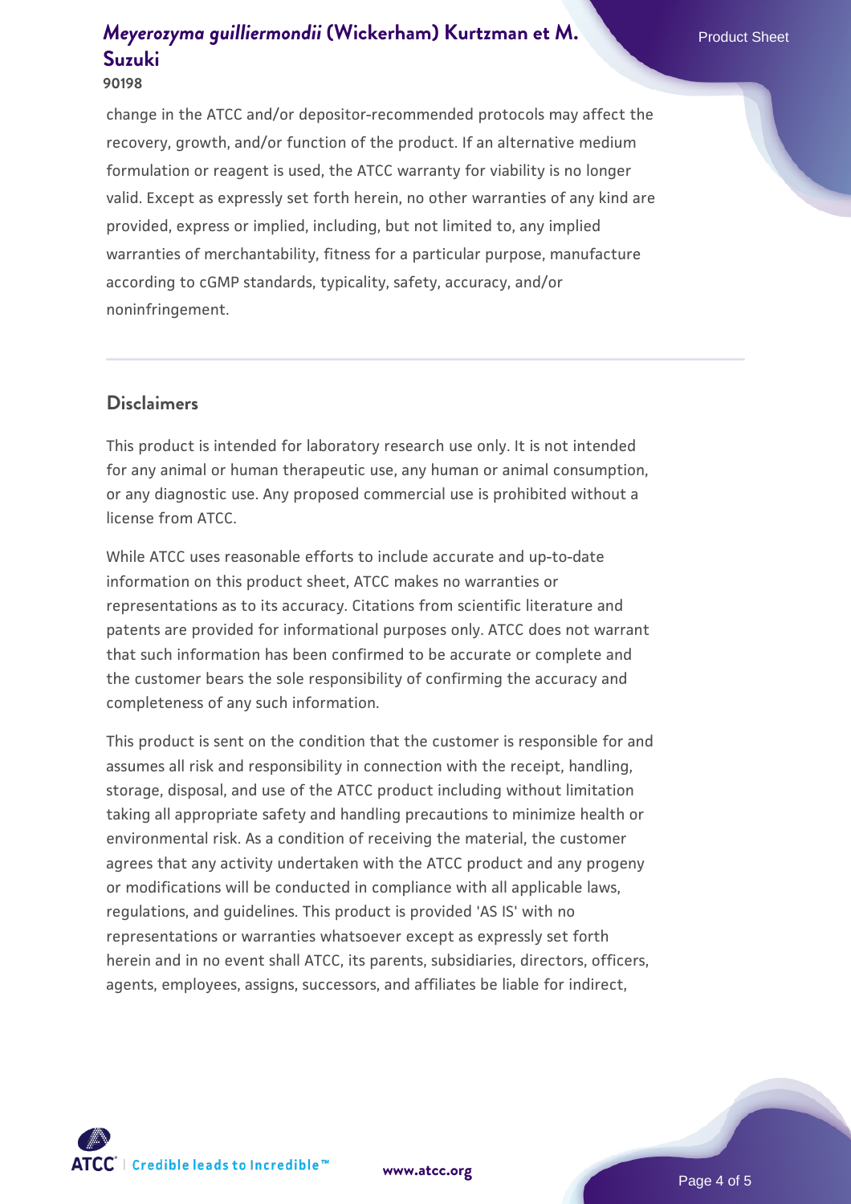change in the ATCC and/or depositor-recommended protocols may affect the recovery, growth, and/or function of the product. If an alternative medium formulation or reagent is used, the ATCC warranty for viability is no longer valid. Except as expressly set forth herein, no other warranties of any kind are provided, express or implied, including, but not limited to, any implied warranties of merchantability, fitness for a particular purpose, manufacture according to cGMP standards, typicality, safety, accuracy, and/or noninfringement.

## Disclaimers

This product is intended for laboratory research use only. It is not intended for any animal or human therapeutic use, any human or animal consumption, or any diagnostic use. Any proposed commercial use is prohibited without a license from ATCC.

While ATCC uses reasonable efforts to include accurate and up-to-date information on this product sheet, ATCC makes no warranties or representations as to its accuracy. Citations from scientific literature and patents are provided for informational purposes only. ATCC does not warrant that such information has been confirmed to be accurate or complete and the customer bears the sole responsibility of confirming the accuracy and completeness of any such information.

This product is sent on the condition that the customer is responsible for and assumes all risk and responsibility in connection with the receipt, handling, storage, disposal, and use of the ATCC product including without limitation taking all appropriate safety and handling precautions to minimize health or environmental risk. As a condition of receiving the material, the customer agrees that any activity undertaken with the ATCC product and any progeny or modifications will be conducted in compliance with all applicable laws, regulations, and guidelines. This product is provided 'AS IS' with no representations or warranties whatsoever except as expressly set forth herein and in no event shall ATCC, its parents, subsidiaries, directors, officers, agents, employees, assigns, successors, and affiliates be liable for indirect,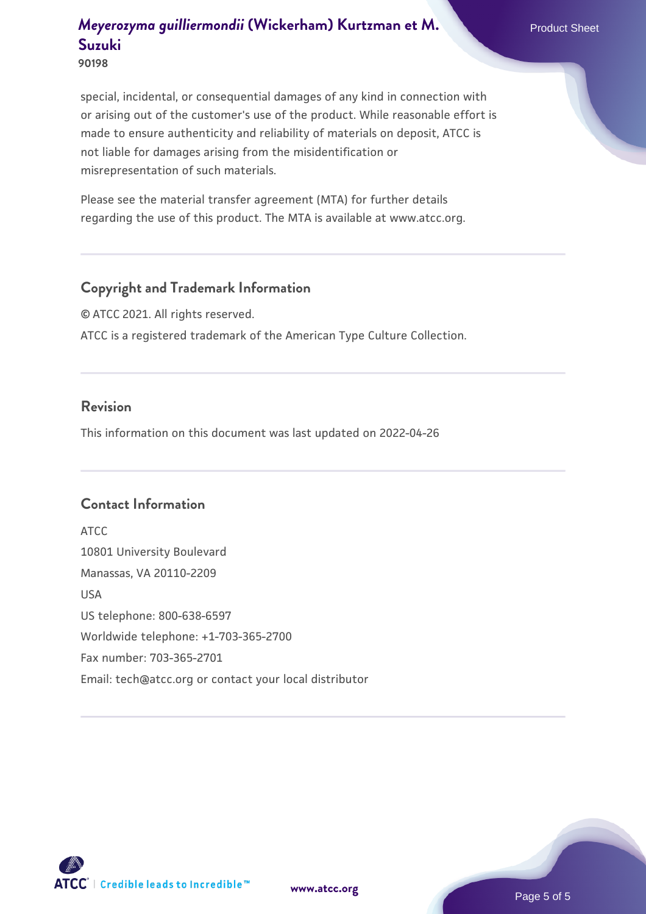special, incidental, or consequential damages of any kind in connection with or arising out of the customer's use of the product. While reasonable effort is made to ensure authenticity and reliability of materials on deposit, ATCC is not liable for damages arising from the misidentification or misrepresentation of such materials.

Please see the material transfer agreement (MTA) for further details regarding the use of this product. The MTA is available at www.atcc.org.

## Copyright and Trademark Information

© ATCC 2021. All rights reserved.

ATCC is a registered trademark of the American Type Culture Collection.

## Revision

This information on this document was last updated on 2022-04-26

## Contact Information

ATCC
10801 University Boulevard
Manassas, VA 20110-2209
USA
US telephone: 800-638-6597
Worldwide telephone: +1-703-365-2700
Fax number: 703-365-2701
Email: tech@atcc.org or contact your local distributor